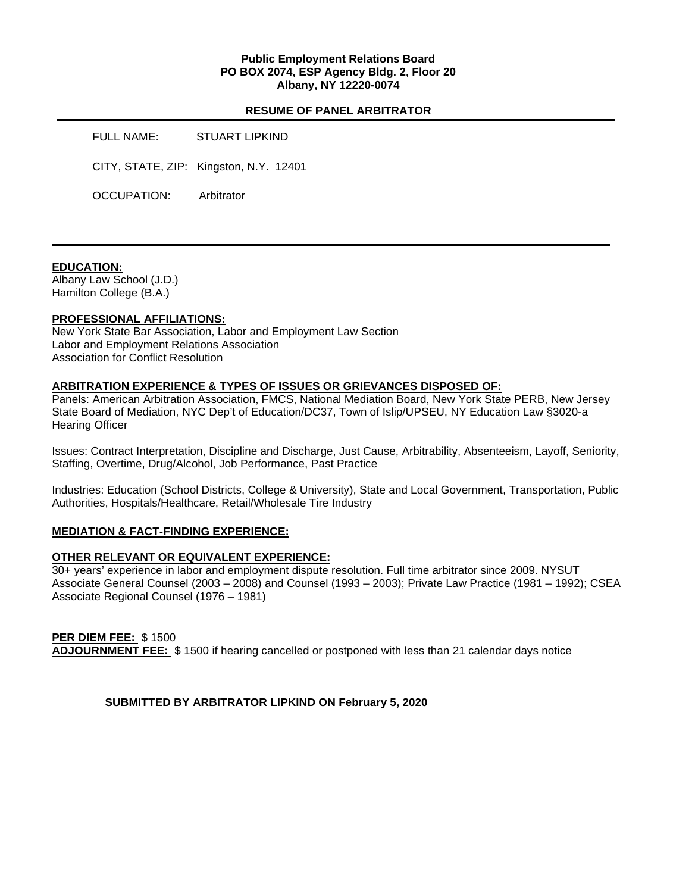**Public Employment Relations Board**
**PO BOX 2074, ESP Agency Bldg. 2, Floor 20**
**Albany, NY 12220-0074**

## RESUME OF PANEL ARBITRATOR

FULL NAME: STUART LIPKIND

CITY, STATE, ZIP: Kingston, N.Y. 12401

OCCUPATION: Arbitrator

---

**EDUCATION:**
Albany Law School (J.D.)
Hamilton College (B.A.)

**PROFESSIONAL AFFILIATIONS:**
New York State Bar Association, Labor and Employment Law Section
Labor and Employment Relations Association
Association for Conflict Resolution

**ARBITRATION EXPERIENCE & TYPES OF ISSUES OR GRIEVANCES DISPOSED OF:**
Panels: American Arbitration Association, FMCS, National Mediation Board, New York State PERB, New Jersey State Board of Mediation, NYC Dep't of Education/DC37, Town of Islip/UPSEU, NY Education Law §3020-a Hearing Officer

Issues: Contract Interpretation, Discipline and Discharge, Just Cause, Arbitrability, Absenteeism, Layoff, Seniority, Staffing, Overtime, Drug/Alcohol, Job Performance, Past Practice

Industries: Education (School Districts, College & University), State and Local Government, Transportation, Public Authorities, Hospitals/Healthcare, Retail/Wholesale Tire Industry

**MEDIATION & FACT-FINDING EXPERIENCE:**

**OTHER RELEVANT OR EQUIVALENT EXPERIENCE:**
30+ years' experience in labor and employment dispute resolution. Full time arbitrator since 2009. NYSUT Associate General Counsel (2003 – 2008) and Counsel (1993 – 2003); Private Law Practice (1981 – 1992); CSEA Associate Regional Counsel (1976 – 1981)

**PER DIEM FEE:** $ 1500
**ADJOURNMENT FEE:** $ 1500 if hearing cancelled or postponed with less than 21 calendar days notice

**SUBMITTED BY ARBITRATOR LIPKIND ON February 5, 2020**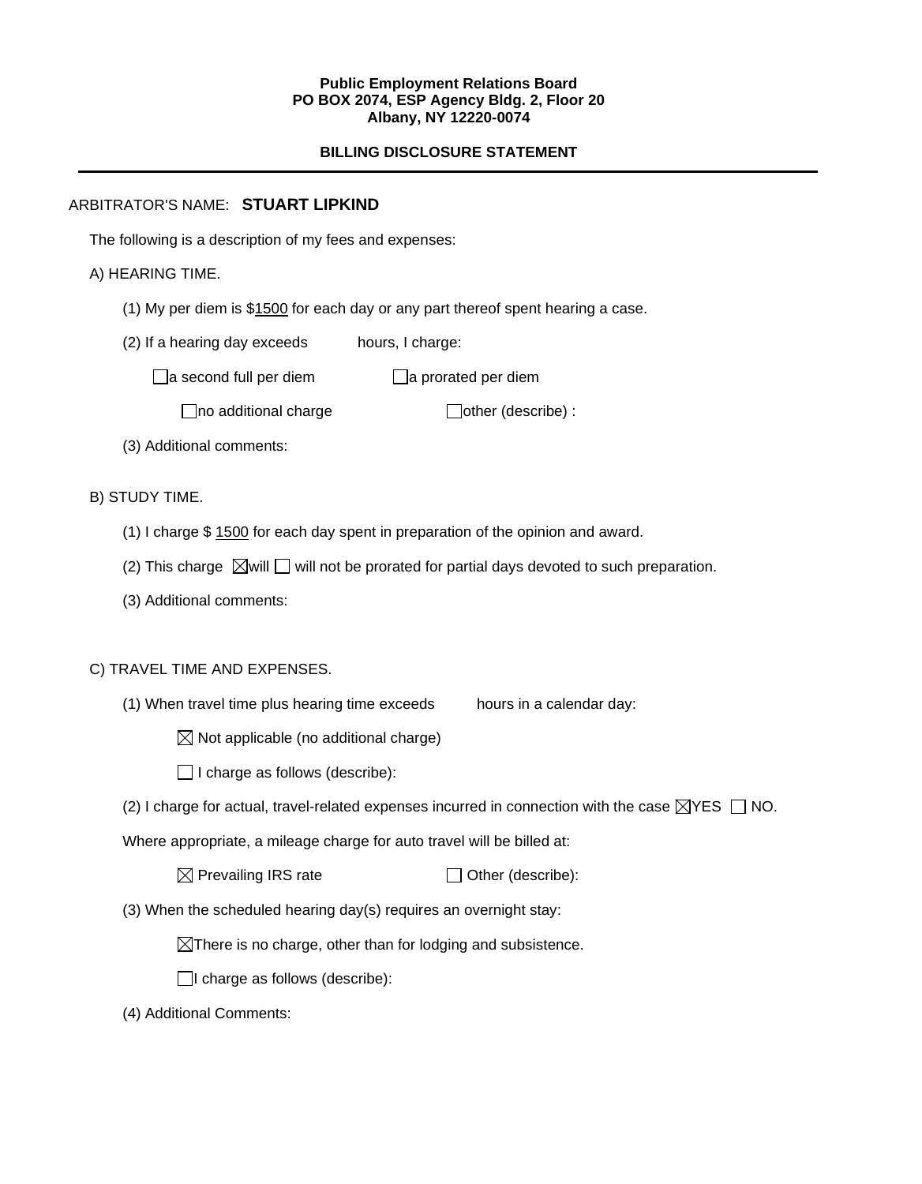**Public Employment Relations Board**
**PO BOX 2074, ESP Agency Bldg. 2, Floor 20**
**Albany, NY 12220-0074**

**BILLING DISCLOSURE STATEMENT**

---

ARBITRATOR'S NAME: **STUART LIPKIND**

The following is a description of my fees and expenses:

A) HEARING TIME.

(1) My per diem is $1500 for each day or any part thereof spent hearing a case.

(2) If a hearing day exceeds hours, I charge:

☐ a second full per diem ☐ a prorated per diem

☐ no additional charge ☐ other (describe) :

(3) Additional comments:

B) STUDY TIME.

(1) I charge $ 1500 for each day spent in preparation of the opinion and award.

(2) This charge ☒ will ☐ will not be prorated for partial days devoted to such preparation.

(3) Additional comments:

C) TRAVEL TIME AND EXPENSES.

(1) When travel time plus hearing time exceeds hours in a calendar day:

☒ Not applicable (no additional charge)

☐ I charge as follows (describe):

(2) I charge for actual, travel-related expenses incurred in connection with the case ☒ YES ☐ NO.

Where appropriate, a mileage charge for auto travel will be billed at:

☒ Prevailing IRS rate ☐ Other (describe):

(3) When the scheduled hearing day(s) requires an overnight stay:

☒ There is no charge, other than for lodging and subsistence.

☐ I charge as follows (describe):

(4) Additional Comments: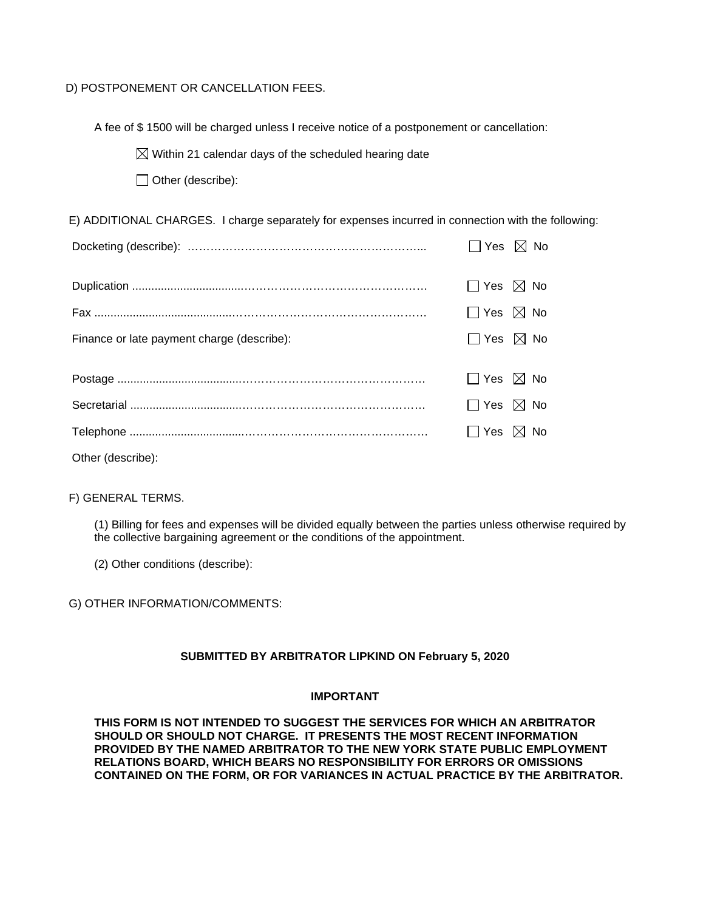D) POSTPONEMENT OR CANCELLATION FEES.

A fee of $ 1500 will be charged unless I receive notice of a postponement or cancellation:

☒ Within 21 calendar days of the scheduled hearing date

☐ Other (describe):

E) ADDITIONAL CHARGES. I charge separately for expenses incurred in connection with the following:

| | |
|---|---|
| Docketing (describe): ……………………………………………………... | ☐ Yes ☒ No |
| Duplication ……………………………………………………………… | ☐ Yes ☒ No |
| Fax ……………………………………………………………………… | ☐ Yes ☒ No |
| Finance or late payment charge (describe): | ☐ Yes ☒ No |
| Postage ………………………………………………………………… | ☐ Yes ☒ No |
| Secretarial ……………………………………………………………… | ☐ Yes ☒ No |
| Telephone ……………………………………………………………… | ☐ Yes ☒ No |

Other (describe):

F) GENERAL TERMS.

(1) Billing for fees and expenses will be divided equally between the parties unless otherwise required by the collective bargaining agreement or the conditions of the appointment.

(2) Other conditions (describe):

G) OTHER INFORMATION/COMMENTS:

**SUBMITTED BY ARBITRATOR LIPKIND ON February 5, 2020**

**IMPORTANT**

**THIS FORM IS NOT INTENDED TO SUGGEST THE SERVICES FOR WHICH AN ARBITRATOR SHOULD OR SHOULD NOT CHARGE. IT PRESENTS THE MOST RECENT INFORMATION PROVIDED BY THE NAMED ARBITRATOR TO THE NEW YORK STATE PUBLIC EMPLOYMENT RELATIONS BOARD, WHICH BEARS NO RESPONSIBILITY FOR ERRORS OR OMISSIONS CONTAINED ON THE FORM, OR FOR VARIANCES IN ACTUAL PRACTICE BY THE ARBITRATOR.**